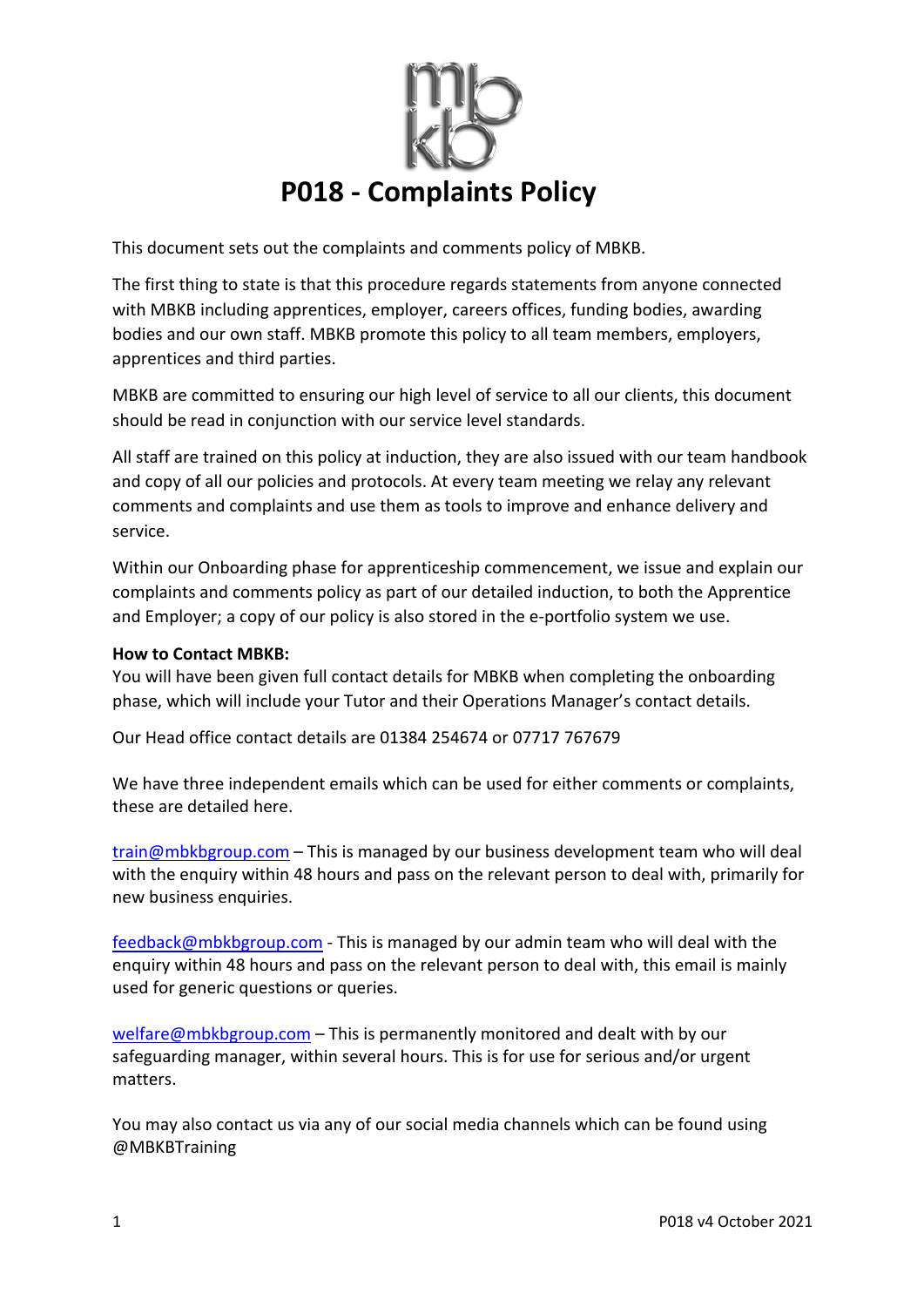# P018 - Complaints Policy

This document sets out the complaints and comments policy of MBKB.

The first thing to state is that this procedure regards statements from anyone connected with MBKB including apprentices, employer, careers offices, funding bodies, awarding bodies and our own staff. MBKB promote this policy to all team members, employers, apprentices and third parties.

MBKB are committed to ensuring our high level of service to all our clients, this document should be read in conjunction with our service level standards.

All staff are trained on this policy at induction, they are also issued with our team handbook and copy of all our policies and protocols. At every team meeting we relay any relevant comments and complaints and use them as tools to improve and enhance delivery and service.

Within our Onboarding phase for apprenticeship commencement, we issue and explain our complaints and comments policy as part of our detailed induction, to both the Apprentice and Employer; a copy of our policy is also stored in the e-portfolio system we use.

**How to Contact MBKB:**
You will have been given full contact details for MBKB when completing the onboarding phase, which will include your Tutor and their Operations Manager's contact details.

Our Head office contact details are 01384 254674 or 07717 767679

We have three independent emails which can be used for either comments or complaints, these are detailed here.

train@mbkbgroup.com – This is managed by our business development team who will deal with the enquiry within 48 hours and pass on the relevant person to deal with, primarily for new business enquiries.

feedback@mbkbgroup.com - This is managed by our admin team who will deal with the enquiry within 48 hours and pass on the relevant person to deal with, this email is mainly used for generic questions or queries.

welfare@mbkbgroup.com – This is permanently monitored and dealt with by our safeguarding manager, within several hours. This is for use for serious and/or urgent matters.

You may also contact us via any of our social media channels which can be found using @MBKBTraining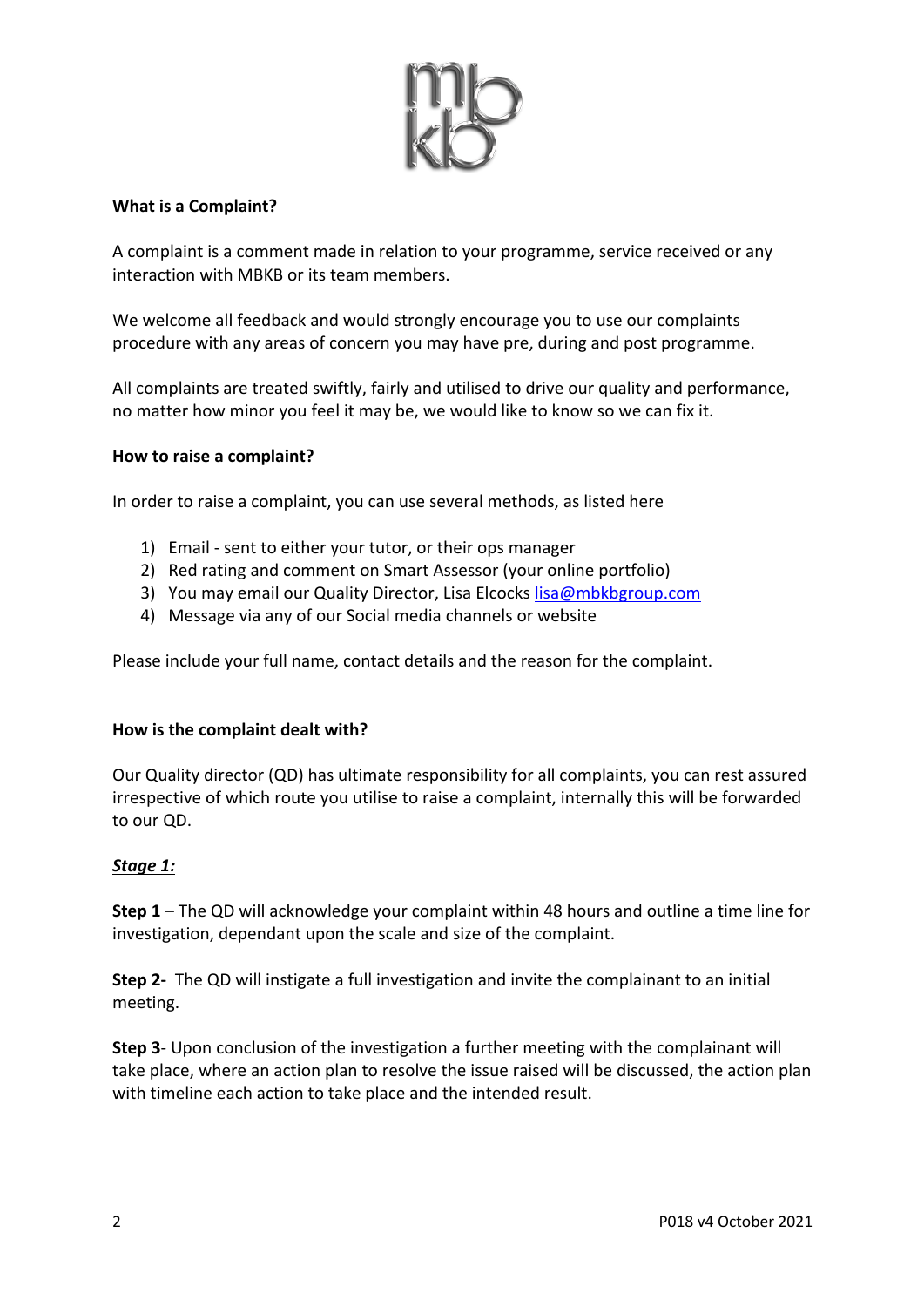**What is a Complaint?**

A complaint is a comment made in relation to your programme, service received or any interaction with MBKB or its team members.

We welcome all feedback and would strongly encourage you to use our complaints procedure with any areas of concern you may have pre, during and post programme.

All complaints are treated swiftly, fairly and utilised to drive our quality and performance, no matter how minor you feel it may be, we would like to know so we can fix it.

**How to raise a complaint?**

In order to raise a complaint, you can use several methods, as listed here

1) Email - sent to either your tutor, or their ops manager
2) Red rating and comment on Smart Assessor (your online portfolio)
3) You may email our Quality Director, Lisa Elcocks lisa@mbkbgroup.com
4) Message via any of our Social media channels or website

Please include your full name, contact details and the reason for the complaint.

**How is the complaint dealt with?**

Our Quality director (QD) has ultimate responsibility for all complaints, you can rest assured irrespective of which route you utilise to raise a complaint, internally this will be forwarded to our QD.

***Stage 1:***

**Step 1** – The QD will acknowledge your complaint within 48 hours and outline a time line for investigation, dependant upon the scale and size of the complaint.

**Step 2-** The QD will instigate a full investigation and invite the complainant to an initial meeting.

**Step 3**- Upon conclusion of the investigation a further meeting with the complainant will take place, where an action plan to resolve the issue raised will be discussed, the action plan with timeline each action to take place and the intended result.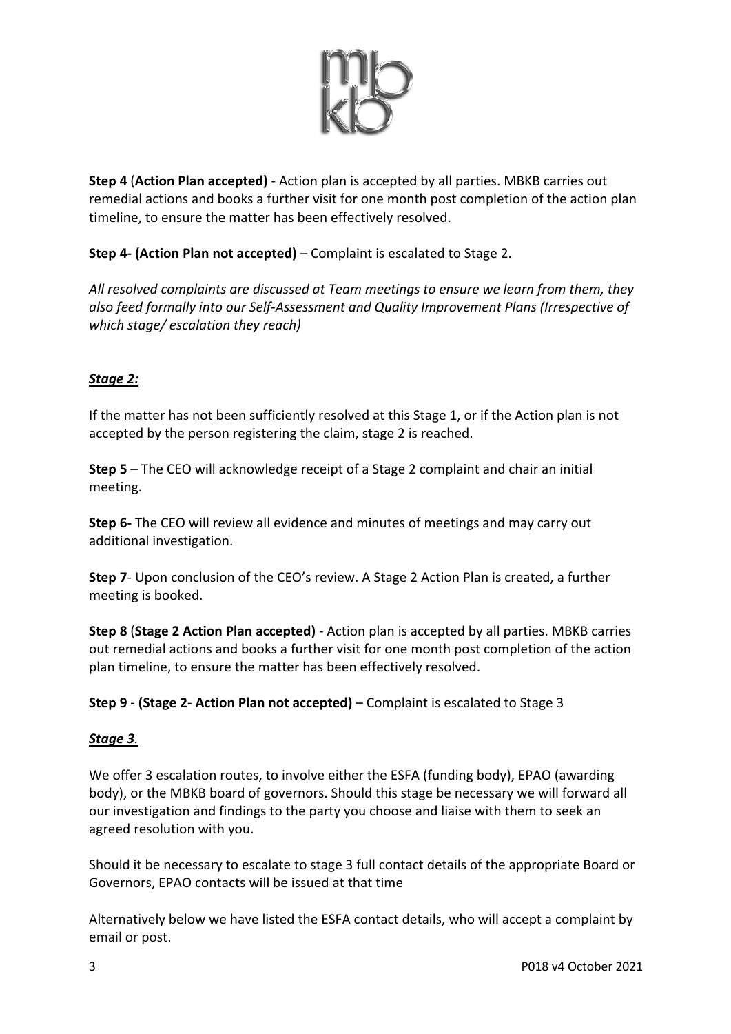**Step 4** (**Action Plan accepted)** - Action plan is accepted by all parties. MBKB carries out remedial actions and books a further visit for one month post completion of the action plan timeline, to ensure the matter has been effectively resolved.

**Step 4- (Action Plan not accepted)** – Complaint is escalated to Stage 2.

*All resolved complaints are discussed at Team meetings to ensure we learn from them, they also feed formally into our Self-Assessment and Quality Improvement Plans (Irrespective of which stage/ escalation they reach)*

***Stage 2:***

If the matter has not been sufficiently resolved at this Stage 1, or if the Action plan is not accepted by the person registering the claim, stage 2 is reached.

**Step 5** – The CEO will acknowledge receipt of a Stage 2 complaint and chair an initial meeting.

**Step 6-** The CEO will review all evidence and minutes of meetings and may carry out additional investigation.

**Step 7**- Upon conclusion of the CEO's review. A Stage 2 Action Plan is created, a further meeting is booked.

**Step 8** (**Stage 2 Action Plan accepted)** - Action plan is accepted by all parties. MBKB carries out remedial actions and books a further visit for one month post completion of the action plan timeline, to ensure the matter has been effectively resolved.

**Step 9 - (Stage 2- Action Plan not accepted)** – Complaint is escalated to Stage 3

***Stage 3.***

We offer 3 escalation routes, to involve either the ESFA (funding body), EPAO (awarding body), or the MBKB board of governors. Should this stage be necessary we will forward all our investigation and findings to the party you choose and liaise with them to seek an agreed resolution with you.

Should it be necessary to escalate to stage 3 full contact details of the appropriate Board or Governors, EPAO contacts will be issued at that time

Alternatively below we have listed the ESFA contact details, who will accept a complaint by email or post.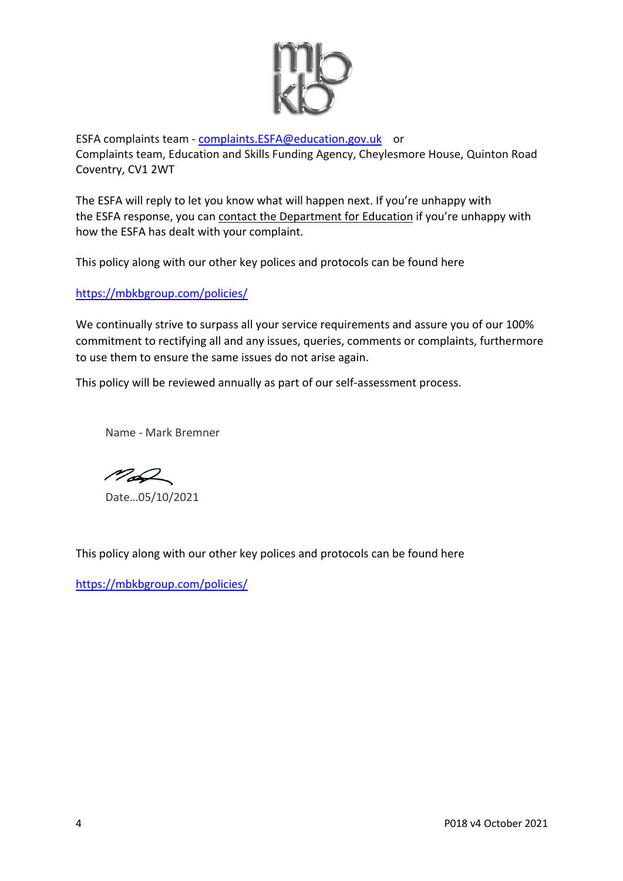ESFA complaints team - complaints.ESFA@education.gov.uk or
Complaints team, Education and Skills Funding Agency, Cheylesmore House, Quinton Road Coventry, CV1 2WT

The ESFA will reply to let you know what will happen next. If you're unhappy with the ESFA response, you can contact the Department for Education if you're unhappy with how the ESFA has dealt with your complaint.

This policy along with our other key polices and protocols can be found here

https://mbkbgroup.com/policies/

We continually strive to surpass all your service requirements and assure you of our 100% commitment to rectifying all and any issues, queries, comments or complaints, furthermore to use them to ensure the same issues do not arise again.

This policy will be reviewed annually as part of our self-assessment process.

Name - Mark Bremner

Date…05/10/2021

This policy along with our other key polices and protocols can be found here

https://mbkbgroup.com/policies/

P018 v4 October 2021